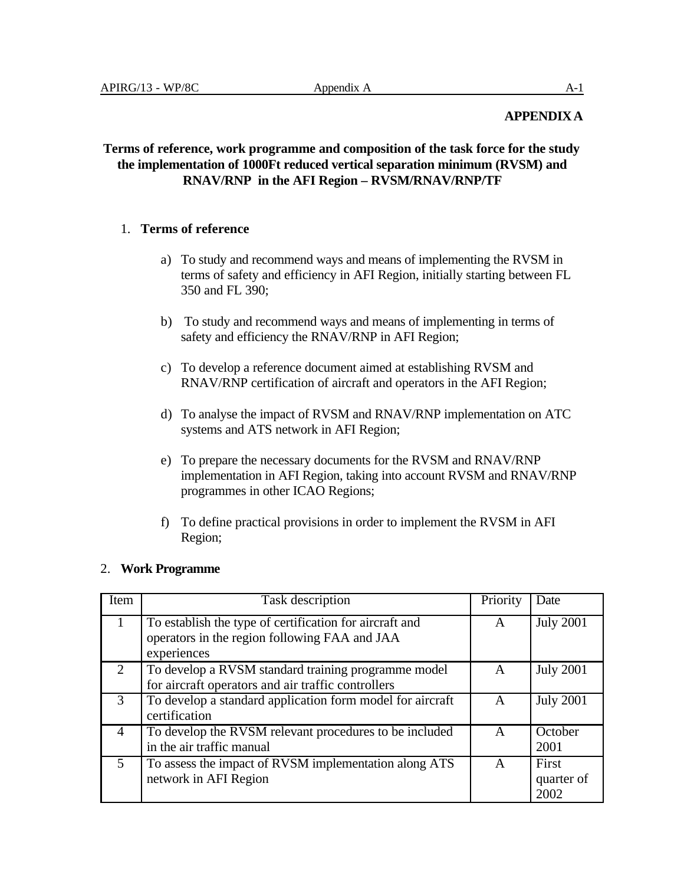**APPENDIX A**

# Terms of reference, work programme and composition of the task force for the study the implementation of 1000Ft reduced vertical separation minimum (RVSM) and RNAV/RNP in the AFI Region – RVSM/RNAV/RNP/TF

## 1. Terms of reference

a) To study and recommend ways and means of implementing the RVSM in terms of safety and efficiency in AFI Region, initially starting between FL 350 and FL 390;

b) To study and recommend ways and means of implementing in terms of safety and efficiency the RNAV/RNP in AFI Region;

c) To develop a reference document aimed at establishing RVSM and RNAV/RNP certification of aircraft and operators in the AFI Region;

d) To analyse the impact of RVSM and RNAV/RNP implementation on ATC systems and ATS network in AFI Region;

e) To prepare the necessary documents for the RVSM and RNAV/RNP implementation in AFI Region, taking into account RVSM and RNAV/RNP programmes in other ICAO Regions;

f) To define practical provisions in order to implement the RVSM in AFI Region;

## 2. Work Programme

| Item | Task description | Priority | Date |
|---|---|---|---|
| 1 | To establish the type of certification for aircraft and operators in the region following FAA and JAA experiences | A | July 2001 |
| 2 | To develop a RVSM standard training programme model for aircraft operators and air traffic controllers | A | July 2001 |
| 3 | To develop a standard application form model for aircraft certification | A | July 2001 |
| 4 | To develop the RVSM relevant procedures to be included in the air traffic manual | A | October 2001 |
| 5 | To assess the impact of RVSM implementation along ATS network in AFI Region | A | First quarter of 2002 |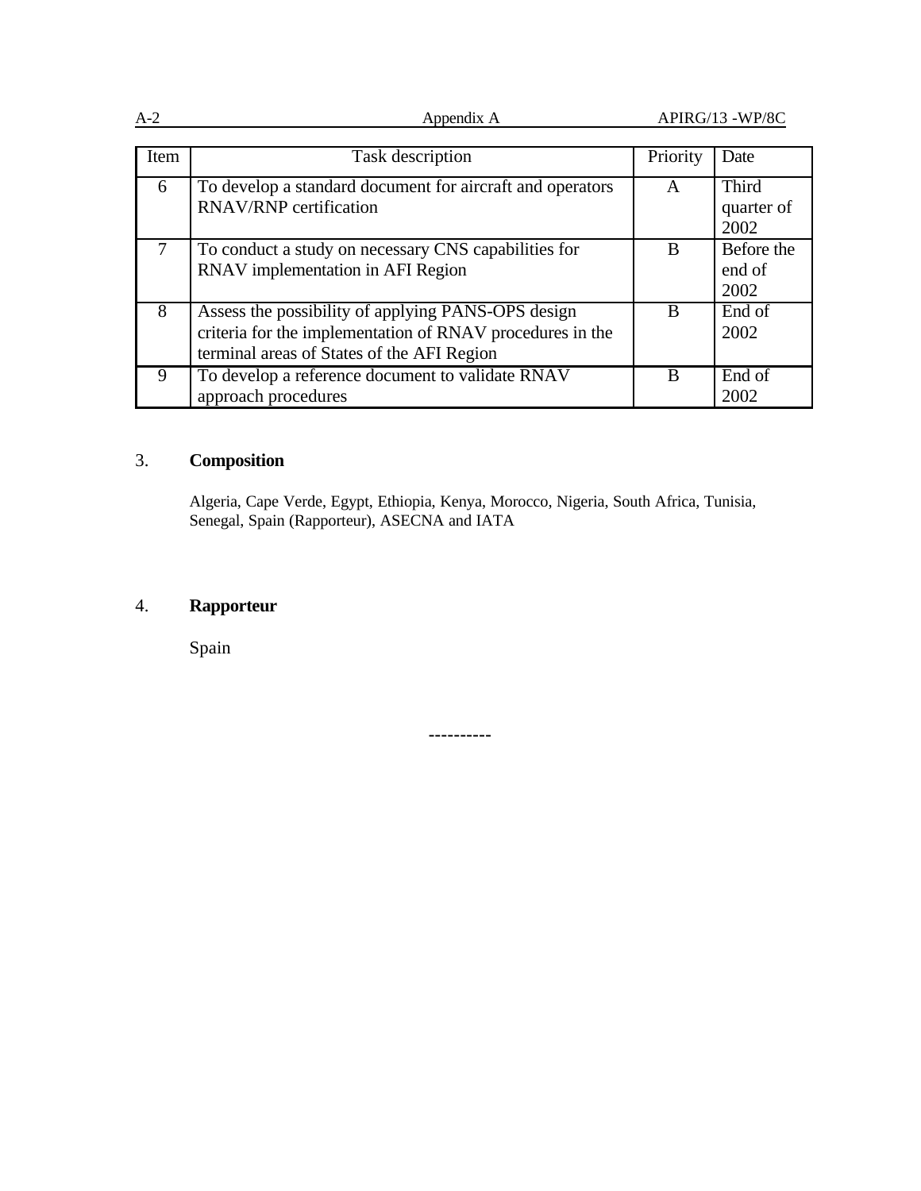| Item | Task description | Priority | Date |
|---|---|---|---|
| 6 | To develop a standard document for aircraft and operators RNAV/RNP certification | A | Third quarter of 2002 |
| 7 | To conduct a study on necessary CNS capabilities for RNAV implementation in AFI Region | B | Before the end of 2002 |
| 8 | Assess the possibility of applying PANS-OPS design criteria for the implementation of RNAV procedures in the terminal areas of States of the AFI Region | B | End of 2002 |
| 9 | To develop a reference document to validate RNAV approach procedures | B | End of 2002 |

3. **Composition**

Algeria, Cape Verde, Egypt, Ethiopia, Kenya, Morocco, Nigeria, South Africa, Tunisia, Senegal, Spain (Rapporteur), ASECNA and IATA

4. **Rapporteur**

Spain

----------